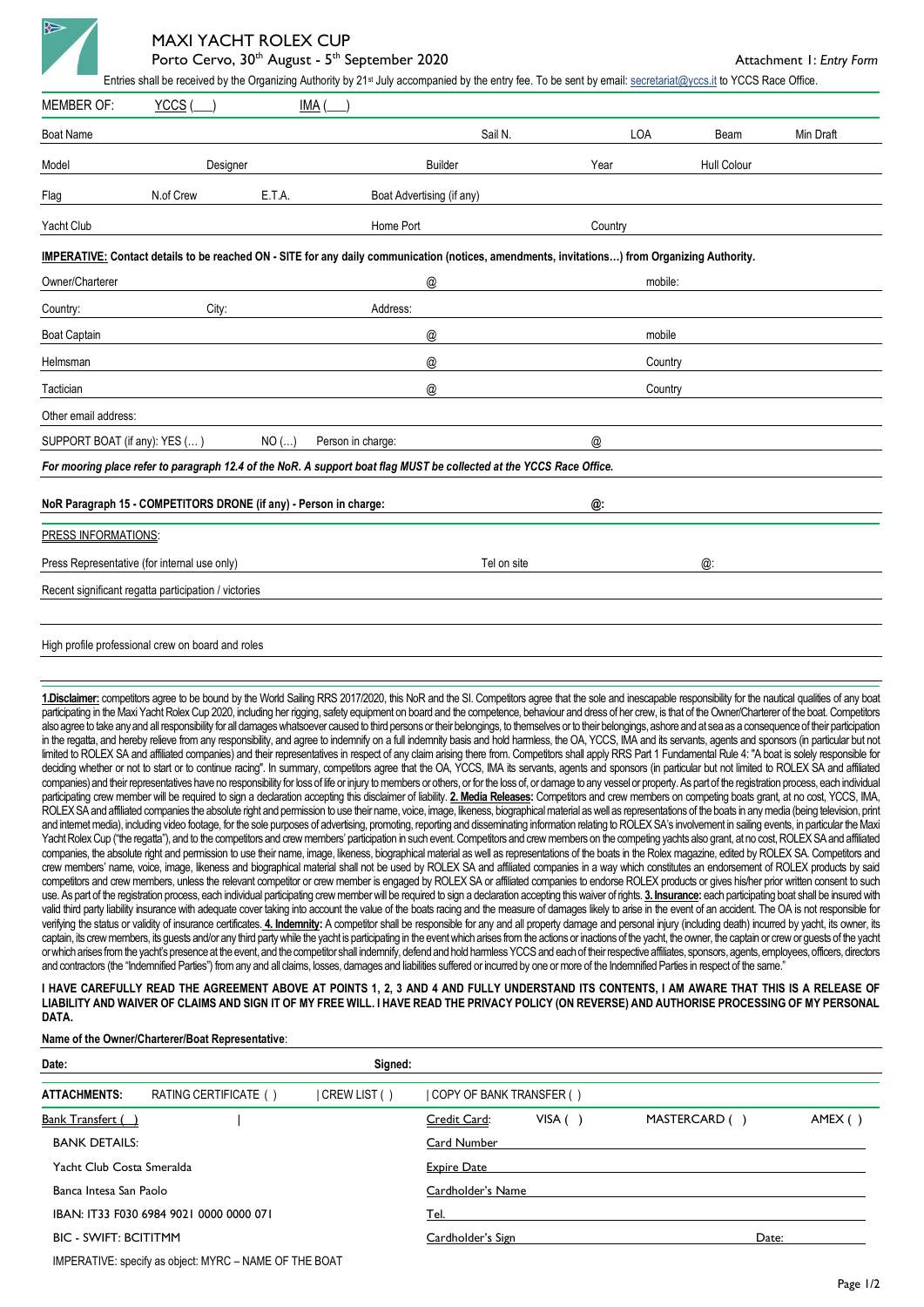# MAXI YACHT ROLEX CUP

Porto Cervo, 30th August - 5th September 2020

Attachment 1: *Entry Form*

Entries shall be received by the Organizing Authority by 21st July accompanied by the entry fee. To be sent by email: secretariat@yccs.it to YCCS Race Office.

MEMBER OF: YCCS (___) IMA (___)

| Boat Name | | | Sail N. | LOA | Beam | Min Draft |
|---|---|---|---|---|---|---|
| Model | Designer | | Builder | Year | Hull Colour | |
| Flag | N.of Crew | E.T.A. | Boat Advertising (if any) | | | |
| Yacht Club | | | Home Port | Country | | |

**IMPERATIVE: Contact details to be reached ON - SITE for any daily communication (notices, amendments, invitations…) from Organizing Authority.**

| Owner/Charterer | | @ | mobile: |
|---|---|---|---|
| Country: | City: | Address: | |
| Boat Captain | | @ | mobile |
| Helmsman | | @ | Country |
| Tactician | | @ | Country |

Other email address:

SUPPORT BOAT (if any): YES (… ) NO (…) Person in charge: @

***For mooring place refer to paragraph 12.4 of the NoR. A support boat flag MUST be collected at the YCCS Race Office.***

**NoR Paragraph 15 - COMPETITORS DRONE (if any) - Person in charge:** **@:**

PRESS INFORMATIONS:

Press Representative (for internal use only) Tel on site @:

Recent significant regatta participation / victories

High profile professional crew on board and roles

**1.Disclaimer:** competitors agree to be bound by the World Sailing RRS 2017/2020, this NoR and the SI. Competitors agree that the sole and inescapable responsibility for the nautical qualities of any boat participating in the Maxi Yacht Rolex Cup 2020, including her rigging, safety equipment on board and the competence, behaviour and dress of her crew, is that of the Owner/Charterer of the boat. Competitors also agree to take any and all responsibility for all damages whatsoever caused to third persons or their belongings, to themselves or to their belongings, ashore and at sea as a consequence of their participation in the regatta, and hereby relieve from any responsibility, and agree to indemnify on a full indemnity basis and hold harmless, the OA, YCCS, IMA and its servants, agents and sponsors (in particular but not limited to ROLEX SA and affiliated companies) and their representatives in respect of any claim arising there from. Competitors shall apply RRS Part 1 Fundamental Rule 4: "A boat is solely responsible for deciding whether or not to start or to continue racing". In summary, competitors agree that the OA, YCCS, IMA its servants, agents and sponsors (in particular but not limited to ROLEX SA and affiliated companies) and their representatives have no responsibility for loss of life or injury to members or others, or for the loss of, or damage to any vessel or property. As part of the registration process, each individual participating crew member will be required to sign a declaration accepting this disclaimer of liability. **2. Media Releases:** Competitors and crew members on competing boats grant, at no cost, YCCS, IMA, ROLEX SA and affiliated companies the absolute right and permission to use their name, voice, image, likeness, biographical material as well as representations of the boats in any media (being television, print and internet media), including video footage, for the sole purposes of advertising, promoting, reporting and disseminating information relating to ROLEX SA's involvement in sailing events, in particular the Maxi Yacht Rolex Cup ("the regatta"), and to the competitors and crew members' participation in such event. Competitors and crew members on the competing yachts also grant, at no cost, ROLEX SA and affiliated companies, the absolute right and permission to use their name, image, likeness, biographical material as well as representations of the boats in the Rolex magazine, edited by ROLEX SA. Competitors and crew members' name, voice, image, likeness and biographical material shall not be used by ROLEX SA and affiliated companies in a way which constitutes an endorsement of ROLEX products by said competitors and crew members, unless the relevant competitor or crew member is engaged by ROLEX SA or affiliated companies to endorse ROLEX products or gives his/her prior written consent to such use. As part of the registration process, each individual participating crew member will be required to sign a declaration accepting this waiver of rights. **3. Insurance:** each participating boat shall be insured with valid third party liability insurance with adequate cover taking into account the value of the boats racing and the measure of damages likely to arise in the event of an accident. The OA is not responsible for verifying the status or validity of insurance certificates. **4. Indemnity:** A competitor shall be responsible for any and all property damage and personal injury (including death) incurred by yacht, its owner, its captain, its crew members, its guests and/or any third party while the yacht is participating in the event which arises from the actions or inactions of the yacht, the owner, the captain or crew or guests of the yacht or which arises from the yacht's presence at the event, and the competitor shall indemnify, defend and hold harmless YCCS and each of their respective affiliates, sponsors, agents, employees, officers, directors and contractors (the "Indemnified Parties") from any and all claims, losses, damages and liabilities suffered or incurred by one or more of the Indemnified Parties in respect of the same."

**I HAVE CAREFULLY READ THE AGREEMENT ABOVE AT POINTS 1, 2, 3 AND 4 AND FULLY UNDERSTAND ITS CONTENTS, I AM AWARE THAT THIS IS A RELEASE OF LIABILITY AND WAIVER OF CLAIMS AND SIGN IT OF MY FREE WILL. I HAVE READ THE PRIVACY POLICY (ON REVERSE) AND AUTHORISE PROCESSING OF MY PERSONAL DATA.**

**Name of the Owner/Charterer/Boat Representative**:

**Date:** **Signed:**

**ATTACHMENTS:** RATING CERTIFICATE ( ) | CREW LIST ( ) | COPY OF BANK TRANSFER ( )

| Bank Transfert ( ) | Credit Card: VISA ( ) MASTERCARD ( ) AMEX ( ) |
|---|---|
| BANK DETAILS: | Card Number |
| Yacht Club Costa Smeralda | Expire Date |
| Banca Intesa San Paolo | Cardholder's Name |
| IBAN: IT33 F030 6984 9021 0000 0000 071 | Tel. |
| BIC - SWIFT: BCITITMM | Cardholder's Sign Date: |

IMPERATIVE: specify as object: MYRC – NAME OF THE BOAT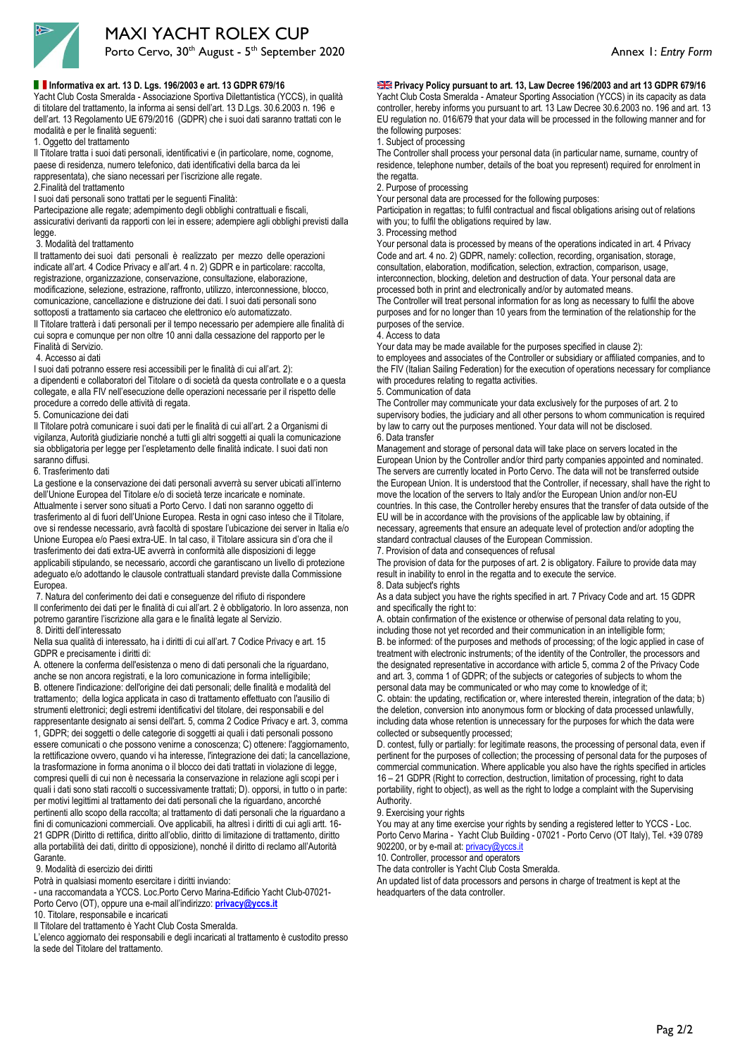# MAXI YACHT ROLEX CUP

Porto Cervo, 30th August - 5th September 2020

Annex 1: *Entry Form*

### Informativa ex art. 13 D. Lgs. 196/2003 e art. 13 GDPR 679/16

Yacht Club Costa Smeralda - Associazione Sportiva Dilettantistica (YCCS), in qualità di titolare del trattamento, la informa ai sensi dell'art. 13 D.Lgs. 30.6.2003 n. 196 e dell'art. 13 Regolamento UE 679/2016 (GDPR) che i suoi dati saranno trattati con le modalità e per le finalità seguenti:

1. Oggetto del trattamento

Il Titolare tratta i suoi dati personali, identificativi e (in particolare, nome, cognome, paese di residenza, numero telefonico, dati identificativi della barca da lei rappresentata), che siano necessari per l'iscrizione alle regate.

2. Finalità del trattamento

I suoi dati personali sono trattati per le seguenti Finalità:

Partecipazione alle regate; adempimento degli obblighi contrattuali e fiscali, assicurativi derivanti da rapporti con lei in essere; adempiere agli obblighi previsti dalla legge.

3. Modalità del trattamento

Il trattamento dei suoi dati personali è realizzato per mezzo delle operazioni indicate all'art. 4 Codice Privacy e all'art. 4 n. 2) GDPR e in particolare: raccolta, registrazione, organizzazione, conservazione, consultazione, elaborazione, modificazione, selezione, estrazione, raffronto, utilizzo, interconnessione, blocco, comunicazione, cancellazione e distruzione dei dati. I suoi dati personali sono sottoposti a trattamento sia cartaceo che elettronico e/o automatizzato.

Il Titolare tratterà i dati personali per il tempo necessario per adempiere alle finalità di cui sopra e comunque per non oltre 10 anni dalla cessazione del rapporto per le Finalità di Servizio.

4. Accesso ai dati

I suoi dati potranno essere resi accessibili per le finalità di cui all'art. 2):

a dipendenti e collaboratori del Titolare o di società da questa controllate e o a questa collegate, e alla FIV nell'esecuzione delle operazioni necessarie per il rispetto delle procedure a corredo delle attività di regata.

5. Comunicazione dei dati

Il Titolare potrà comunicare i suoi dati per le finalità di cui all'art. 2 a Organismi di vigilanza, Autorità giudiziarie nonché a tutti gli altri soggetti ai quali la comunicazione sia obbligatoria per legge per l'espletamento delle finalità indicate. I suoi dati non saranno diffusi.

6. Trasferimento dati

La gestione e la conservazione dei dati personali avverrà su server ubicati all'interno dell'Unione Europea del Titolare e/o di società terze incaricate e nominate. Attualmente i server sono situati a Porto Cervo. I dati non saranno oggetto di trasferimento al di fuori dell'Unione Europea. Resta in ogni caso inteso che il Titolare, ove si rendesse necessario, avrà facoltà di spostare l'ubicazione dei server in Italia e/o Unione Europea e/o Paesi extra-UE. In tal caso, il Titolare assicura sin d'ora che il trasferimento dei dati extra-UE avverrà in conformità alle disposizioni di legge applicabili stipulando, se necessario, accordi che garantiscano un livello di protezione adeguato e/o adottando le clausole contrattuali standard previste dalla Commissione Europea.

7. Natura del conferimento dei dati e conseguenze del rifiuto di rispondere

Il conferimento dei dati per le finalità di cui all'art. 2 è obbligatorio. In loro assenza, non potremo garantire l'iscrizione alla gara e le finalità legate al Servizio.

8. Diritti dell'interessato

Nella sua qualità di interessato, ha i diritti di cui all'art. 7 Codice Privacy e art. 15 GDPR e precisamente i diritti di:

A. ottenere la conferma dell'esistenza o meno di dati personali che la riguardano, anche se non ancora registrati, e la loro comunicazione in forma intelligibile;
B. ottenere l'indicazione: dell'origine dei dati personali; delle finalità e modalità del trattamento; della logica applicata in caso di trattamento effettuato con l'ausilio di strumenti elettronici; degli estremi identificativi del titolare, dei responsabili e del rappresentante designato ai sensi dell'art. 5, comma 2 Codice Privacy e art. 3, comma 1, GDPR; dei soggetti o delle categorie di soggetti ai quali i dati personali possono essere comunicati o che possono venirne a conoscenza; C) ottenere: l'aggiornamento, la rettificazione ovvero, quando vi ha interesse, l'integrazione dei dati; la cancellazione, la trasformazione in forma anonima o il blocco dei dati trattati in violazione di legge, compresi quelli di cui non è necessaria la conservazione in relazione agli scopi per i quali i dati sono stati raccolti o successivamente trattati; D). opporsi, in tutto o in parte: per motivi legittimi al trattamento dei dati personali che la riguardano, ancorché pertinenti allo scopo della raccolta; al trattamento di dati personali che la riguardano a fini di comunicazioni commerciali. Ove applicabili, ha altresì i diritti di cui agli artt. 16-21 GDPR (Diritto di rettifica, diritto all'oblio, diritto di limitazione di trattamento, diritto alla portabilità dei dati, diritto di opposizione), nonché il diritto di reclamo all'Autorità Garante.

9. Modalità di esercizio dei diritti

Potrà in qualsiasi momento esercitare i diritti inviando:

- una raccomandata a YCCS. Loc.Porto Cervo Marina-Edificio Yacht Club-07021-Porto Cervo (OT), oppure una e-mail all'indirizzo: **privacy@yccs.it**

10. Titolare, responsabile e incaricati

Il Titolare del trattamento è Yacht Club Costa Smeralda.

L'elenco aggiornato dei responsabili e degli incaricati al trattamento è custodito presso la sede del Titolare del trattamento.

### Privacy Policy pursuant to art. 13, Law Decree 196/2003 and art 13 GDPR 679/16

Yacht Club Costa Smeralda - Amateur Sporting Association (YCCS) in its capacity as data controller, hereby informs you pursuant to art. 13 Law Decree 30.6.2003 no. 196 and art. 13 EU regulation no. 016/679 that your data will be processed in the following manner and for the following purposes:

1. Subject of processing

The Controller shall process your personal data (in particular name, surname, country of residence, telephone number, details of the boat you represent) required for enrolment in the regatta.

2. Purpose of processing

Your personal data are processed for the following purposes:

Participation in regattas; to fulfil contractual and fiscal obligations arising out of relations with you; to fulfil the obligations required by law.

3. Processing method

Your personal data is processed by means of the operations indicated in art. 4 Privacy Code and art. 4 no. 2) GDPR, namely: collection, recording, organisation, storage, consultation, elaboration, modification, selection, extraction, comparison, usage, interconnection, blocking, deletion and destruction of data. Your personal data are processed both in print and electronically and/or by automated means.

The Controller will treat personal information for as long as necessary to fulfil the above purposes and for no longer than 10 years from the termination of the relationship for the purposes of the service.

4. Access to data

Your data may be made available for the purposes specified in clause 2):

to employees and associates of the Controller or subsidiary or affiliated companies, and to the FIV (Italian Sailing Federation) for the execution of operations necessary for compliance with procedures relating to regatta activities.

5. Communication of data

The Controller may communicate your data exclusively for the purposes of art. 2 to supervisory bodies, the judiciary and all other persons to whom communication is required by law to carry out the purposes mentioned. Your data will not be disclosed.

6. Data transfer

Management and storage of personal data will take place on servers located in the European Union by the Controller and/or third party companies appointed and nominated. The servers are currently located in Porto Cervo. The data will not be transferred outside the European Union. It is understood that the Controller, if necessary, shall have the right to move the location of the servers to Italy and/or the European Union and/or non-EU countries. In this case, the Controller hereby ensures that the transfer of data outside of the EU will be in accordance with the provisions of the applicable law by obtaining, if necessary, agreements that ensure an adequate level of protection and/or adopting the standard contractual clauses of the European Commission.

7. Provision of data and consequences of refusal

The provision of data for the purposes of art. 2 is obligatory. Failure to provide data may result in inability to enrol in the regatta and to execute the service.

8. Data subject's rights

As a data subject you have the rights specified in art. 7 Privacy Code and art. 15 GDPR and specifically the right to:

A. obtain confirmation of the existence or otherwise of personal data relating to you, including those not yet recorded and their communication in an intelligible form;
B. be informed: of the purposes and methods of processing; of the logic applied in case of treatment with electronic instruments; of the identity of the Controller, the processors and the designated representative in accordance with article 5, comma 2 of the Privacy Code and art. 3, comma 1 of GDPR; of the subjects or categories of subjects to whom the personal data may be communicated or who may come to knowledge of it;
C. obtain: the updating, rectification or, where interested therein, integration of the data; b) the deletion, conversion into anonymous form or blocking of data processed unlawfully, including data whose retention is unnecessary for the purposes for which the data were collected or subsequently processed;
D. contest, fully or partially: for legitimate reasons, the processing of personal data, even if pertinent for the purposes of collection; the processing of personal data for the purposes of commercial communication. Where applicable you also have the rights specified in articles 16 – 21 GDPR (Right to correction, destruction, limitation of processing, right to data portability, right to object), as well as the right to lodge a complaint with the Supervising Authority.

9. Exercising your rights

You may at any time exercise your rights by sending a registered letter to YCCS - Loc. Porto Cervo Marina - Yacht Club Building - 07021 - Porto Cervo (OT Italy), Tel. +39 0789 902200, or by e-mail at: privacy@yccs.it

10. Controller, processor and operators

The data controller is Yacht Club Costa Smeralda.

An updated list of data processors and persons in charge of treatment is kept at the headquarters of the data controller.